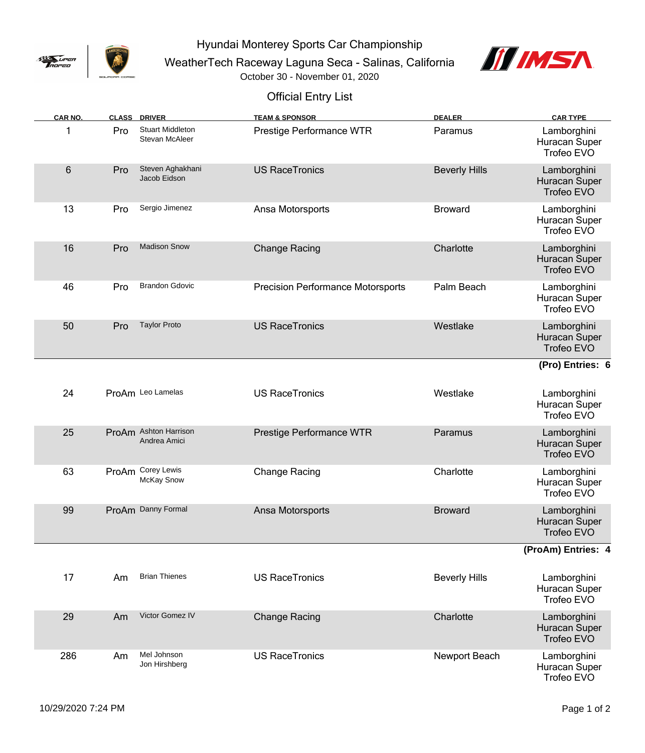# Hyundai Monterey Sports Car Championship

WeatherTech Raceway Laguna Seca - Salinas, California

October 30 - November 01, 2020

## Official Entry List

| CAR NO. | CLASS | DRIVER | TEAM & SPONSOR | DEALER | CAR TYPE |
|---|---|---|---|---|---|
| 1 | Pro | Stuart Middleton<br>Stevan McAleer | Prestige Performance WTR | Paramus | Lamborghini Huracan Super Trofeo EVO |
| 6 | Pro | Steven Aghakhani<br>Jacob Eidson | US RaceTronics | Beverly Hills | Lamborghini Huracan Super Trofeo EVO |
| 13 | Pro | Sergio Jimenez | Ansa Motorsports | Broward | Lamborghini Huracan Super Trofeo EVO |
| 16 | Pro | Madison Snow | Change Racing | Charlotte | Lamborghini Huracan Super Trofeo EVO |
| 46 | Pro | Brandon Gdovic | Precision Performance Motorsports | Palm Beach | Lamborghini Huracan Super Trofeo EVO |
| 50 | Pro | Taylor Proto | US RaceTronics | Westlake | Lamborghini Huracan Super Trofeo EVO |

**(Pro) Entries: 6**

| CAR NO. | CLASS | DRIVER | TEAM & SPONSOR | DEALER | CAR TYPE |
|---|---|---|---|---|---|
| 24 | ProAm | Leo Lamelas | US RaceTronics | Westlake | Lamborghini Huracan Super Trofeo EVO |
| 25 | ProAm | Ashton Harrison<br>Andrea Amici | Prestige Performance WTR | Paramus | Lamborghini Huracan Super Trofeo EVO |
| 63 | ProAm | Corey Lewis<br>McKay Snow | Change Racing | Charlotte | Lamborghini Huracan Super Trofeo EVO |
| 99 | ProAm | Danny Formal | Ansa Motorsports | Broward | Lamborghini Huracan Super Trofeo EVO |

**(ProAm) Entries: 4**

| CAR NO. | CLASS | DRIVER | TEAM & SPONSOR | DEALER | CAR TYPE |
|---|---|---|---|---|---|
| 17 | Am | Brian Thienes | US RaceTronics | Beverly Hills | Lamborghini Huracan Super Trofeo EVO |
| 29 | Am | Victor Gomez IV | Change Racing | Charlotte | Lamborghini Huracan Super Trofeo EVO |
| 286 | Am | Mel Johnson<br>Jon Hirshberg | US RaceTronics | Newport Beach | Lamborghini Huracan Super Trofeo EVO |

10/29/2020 7:24 PM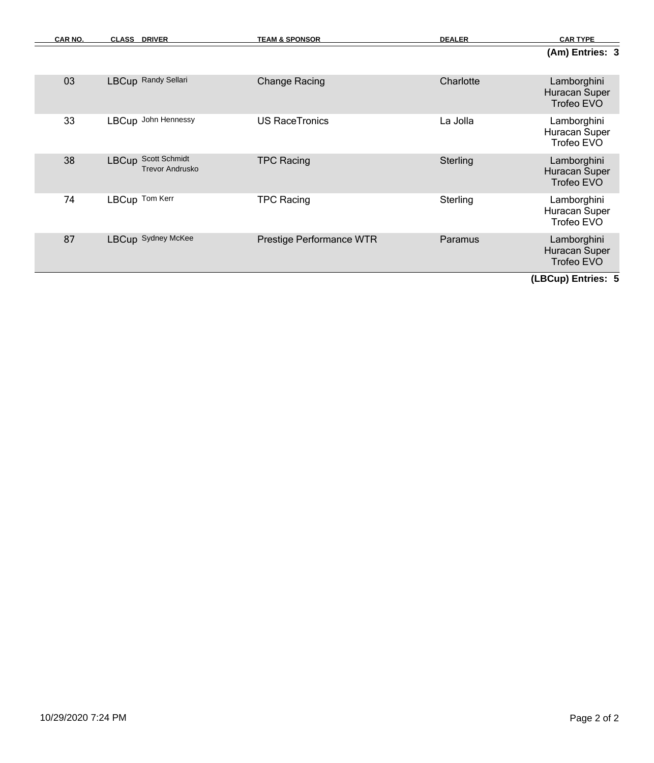| CAR NO. | CLASS | DRIVER | TEAM & SPONSOR | DEALER | CAR TYPE |
|---|---|---|---|---|---|
| | | | | | **(Am) Entries: 3** |
| 03 | LBCup | Randy Sellari | Change Racing | Charlotte | Lamborghini Huracan Super Trofeo EVO |
| 33 | LBCup | John Hennessy | US RaceTronics | La Jolla | Lamborghini Huracan Super Trofeo EVO |
| 38 | LBCup | Scott Schmidt<br>Trevor Andrusko | TPC Racing | Sterling | Lamborghini Huracan Super Trofeo EVO |
| 74 | LBCup | Tom Kerr | TPC Racing | Sterling | Lamborghini Huracan Super Trofeo EVO |
| 87 | LBCup | Sydney McKee | Prestige Performance WTR | Paramus | Lamborghini Huracan Super Trofeo EVO |
| | | | | | **(LBCup) Entries: 5** |

10/29/2020 7:24 PM